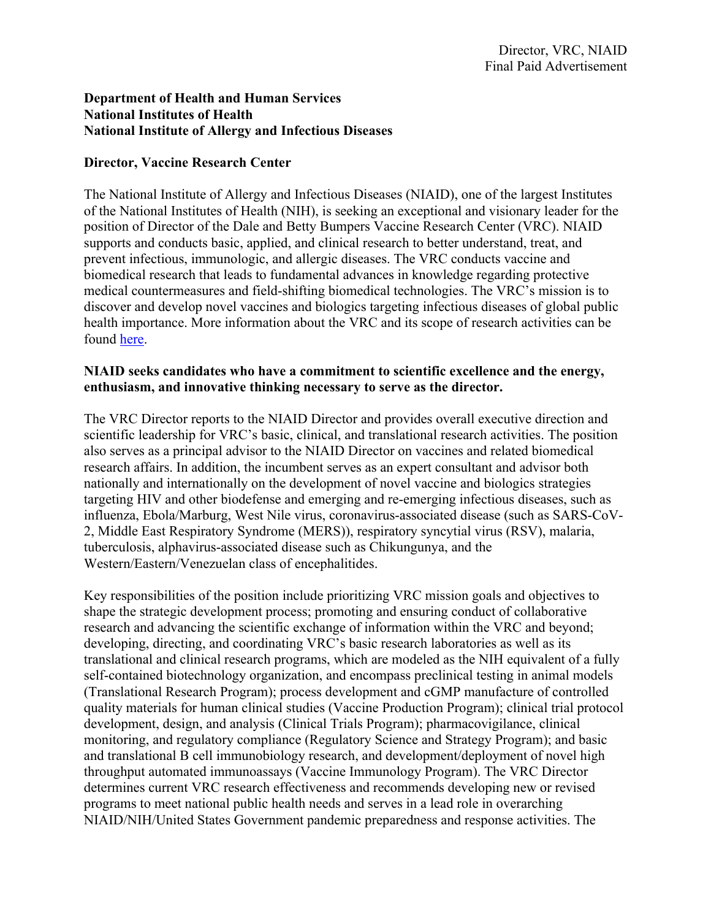Director, VRC, NIAID
Final Paid Advertisement

**Department of Health and Human Services**
**National Institutes of Health**
**National Institute of Allergy and Infectious Diseases**

## Director, Vaccine Research Center

The National Institute of Allergy and Infectious Diseases (NIAID), one of the largest Institutes of the National Institutes of Health (NIH), is seeking an exceptional and visionary leader for the position of Director of the Dale and Betty Bumpers Vaccine Research Center (VRC). NIAID supports and conducts basic, applied, and clinical research to better understand, treat, and prevent infectious, immunologic, and allergic diseases. The VRC conducts vaccine and biomedical research that leads to fundamental advances in knowledge regarding protective medical countermeasures and field-shifting biomedical technologies. The VRC's mission is to discover and develop novel vaccines and biologics targeting infectious diseases of global public health importance. More information about the VRC and its scope of research activities can be found here.

**NIAID seeks candidates who have a commitment to scientific excellence and the energy, enthusiasm, and innovative thinking necessary to serve as the director.**

The VRC Director reports to the NIAID Director and provides overall executive direction and scientific leadership for VRC's basic, clinical, and translational research activities. The position also serves as a principal advisor to the NIAID Director on vaccines and related biomedical research affairs. In addition, the incumbent serves as an expert consultant and advisor both nationally and internationally on the development of novel vaccine and biologics strategies targeting HIV and other biodefense and emerging and re-emerging infectious diseases, such as influenza, Ebola/Marburg, West Nile virus, coronavirus-associated disease (such as SARS-CoV-2, Middle East Respiratory Syndrome (MERS)), respiratory syncytial virus (RSV), malaria, tuberculosis, alphavirus-associated disease such as Chikungunya, and the Western/Eastern/Venezuelan class of encephalitides.

Key responsibilities of the position include prioritizing VRC mission goals and objectives to shape the strategic development process; promoting and ensuring conduct of collaborative research and advancing the scientific exchange of information within the VRC and beyond; developing, directing, and coordinating VRC's basic research laboratories as well as its translational and clinical research programs, which are modeled as the NIH equivalent of a fully self-contained biotechnology organization, and encompass preclinical testing in animal models (Translational Research Program); process development and cGMP manufacture of controlled quality materials for human clinical studies (Vaccine Production Program); clinical trial protocol development, design, and analysis (Clinical Trials Program); pharmacovigilance, clinical monitoring, and regulatory compliance (Regulatory Science and Strategy Program); and basic and translational B cell immunobiology research, and development/deployment of novel high throughput automated immunoassays (Vaccine Immunology Program). The VRC Director determines current VRC research effectiveness and recommends developing new or revised programs to meet national public health needs and serves in a lead role in overarching NIAID/NIH/United States Government pandemic preparedness and response activities. The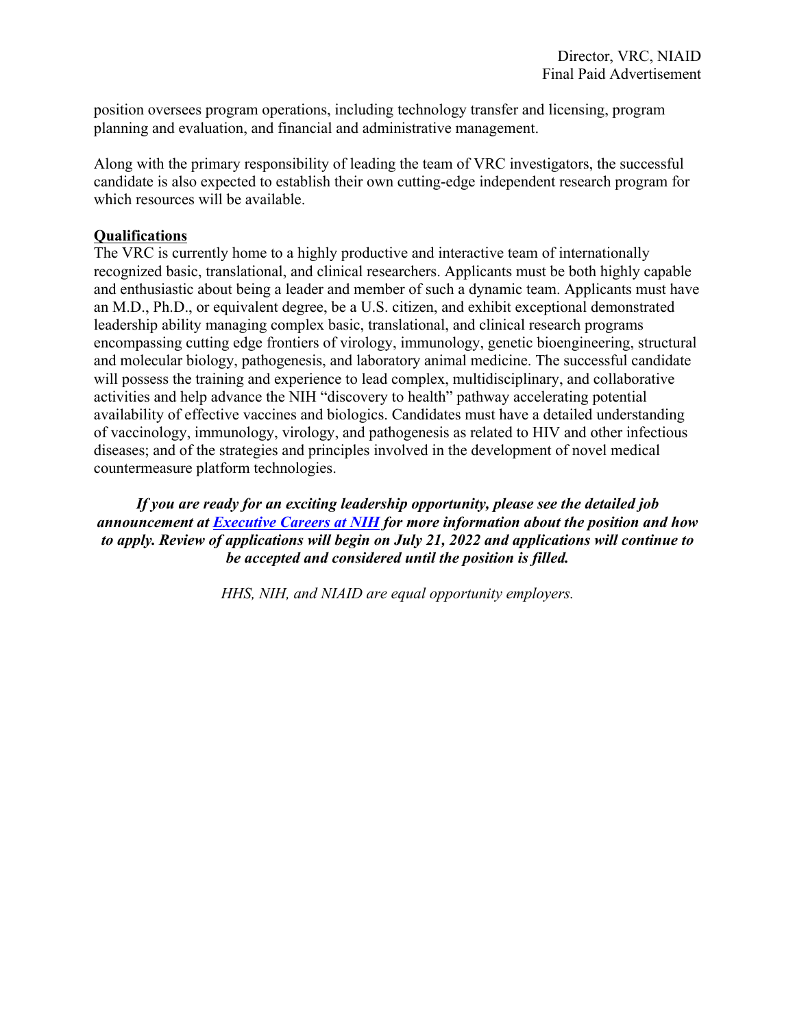position oversees program operations, including technology transfer and licensing, program planning and evaluation, and financial and administrative management.

Along with the primary responsibility of leading the team of VRC investigators, the successful candidate is also expected to establish their own cutting-edge independent research program for which resources will be available.

## Qualifications

The VRC is currently home to a highly productive and interactive team of internationally recognized basic, translational, and clinical researchers. Applicants must be both highly capable and enthusiastic about being a leader and member of such a dynamic team. Applicants must have an M.D., Ph.D., or equivalent degree, be a U.S. citizen, and exhibit exceptional demonstrated leadership ability managing complex basic, translational, and clinical research programs encompassing cutting edge frontiers of virology, immunology, genetic bioengineering, structural and molecular biology, pathogenesis, and laboratory animal medicine. The successful candidate will possess the training and experience to lead complex, multidisciplinary, and collaborative activities and help advance the NIH "discovery to health" pathway accelerating potential availability of effective vaccines and biologics. Candidates must have a detailed understanding of vaccinology, immunology, virology, and pathogenesis as related to HIV and other infectious diseases; and of the strategies and principles involved in the development of novel medical countermeasure platform technologies.

***If you are ready for an exciting leadership opportunity, please see the detailed job announcement at Executive Careers at NIH for more information about the position and how to apply. Review of applications will begin on July 21, 2022 and applications will continue to be accepted and considered until the position is filled.***

*HHS, NIH, and NIAID are equal opportunity employers.*